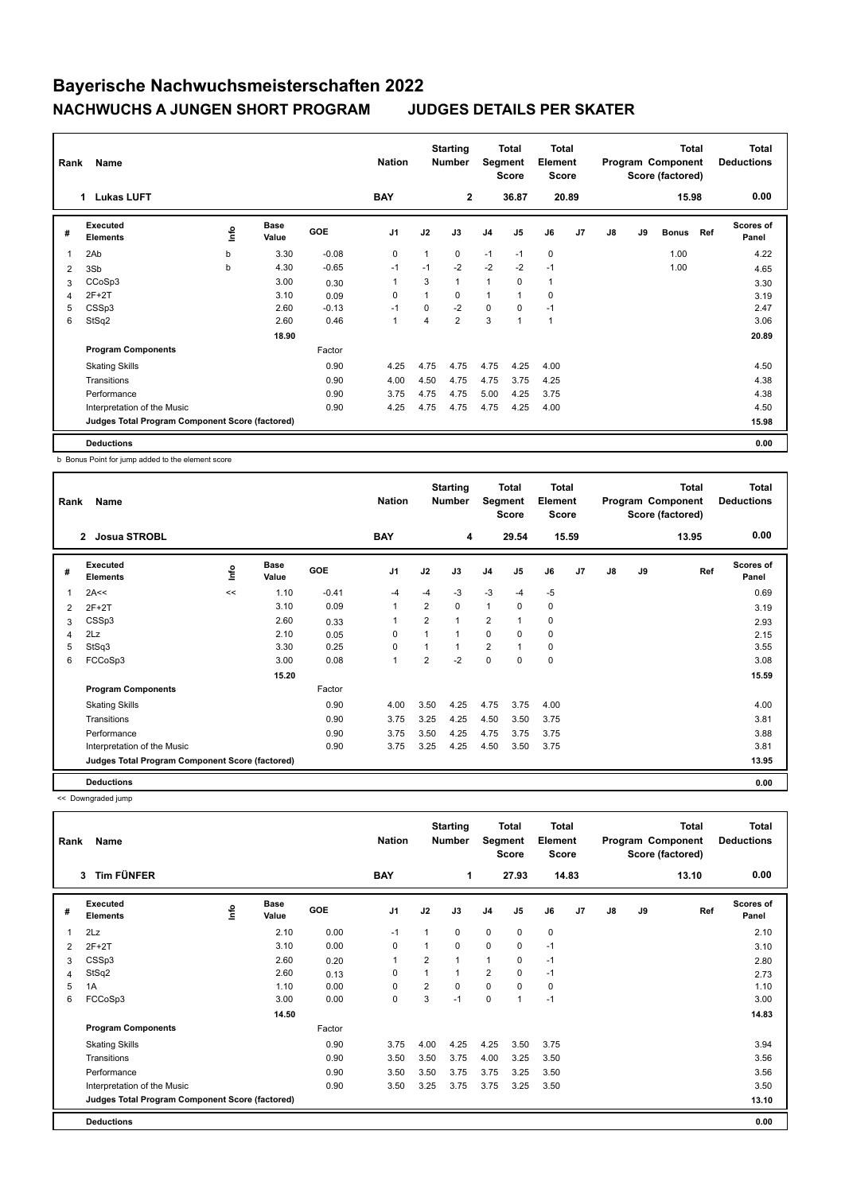# Bayerische Nachwuchsmeisterschaften 2022

## NACHWUCHS A JUNGEN SHORT PROGRAM JUDGES DETAILS PER SKATER

| Rank | Name | Nation | Starting Number | Total Segment Score | Total Element Score | Total Program Component Score (factored) | Total Deductions |
|---|---|---|---|---|---|---|---|
| 1 | Lukas LUFT | BAY | 2 | 36.87 | 20.89 | 15.98 | 0.00 |

| # | Executed Elements | Info | Base Value | GOE | J1 | J2 | J3 | J4 | J5 | J6 | J7 | J8 | J9 | Bonus | Ref | Scores of Panel |
|---|---|---|---|---|---|---|---|---|---|---|---|---|---|---|---|---|
| 1 | 2Ab | b | 3.30 | -0.08 | 0 | 1 | 0 | -1 | -1 | 0 | | | | 1.00 | | 4.22 |
| 2 | 3Sb | b | 4.30 | -0.65 | -1 | -1 | -2 | -2 | -2 | -1 | | | | 1.00 | | 4.65 |
| 3 | CCoSp3 | | 3.00 | 0.30 | 1 | 3 | 1 | 1 | 0 | 1 | | | | | | 3.30 |
| 4 | 2F+2T | | 3.10 | 0.09 | 0 | 1 | 0 | 1 | 1 | 0 | | | | | | 3.19 |
| 5 | CSSp3 | | 2.60 | -0.13 | -1 | 0 | -2 | 0 | 0 | -1 | | | | | | 2.47 |
| 6 | StSq2 | | 2.60 | 0.46 | 1 | 4 | 2 | 3 | 1 | 1 | | | | | | 3.06 |
| | | | 18.90 | | | | | | | | | | | | | 20.89 |
| | **Program Components** | | | Factor | | | | | | | | | | | | |
| | Skating Skills | | | 0.90 | 4.25 | 4.75 | 4.75 | 4.75 | 4.25 | 4.00 | | | | | | 4.50 |
| | Transitions | | | 0.90 | 4.00 | 4.50 | 4.75 | 4.75 | 3.75 | 4.25 | | | | | | 4.38 |
| | Performance | | | 0.90 | 3.75 | 4.75 | 4.75 | 5.00 | 4.25 | 3.75 | | | | | | 4.38 |
| | Interpretation of the Music | | | 0.90 | 4.25 | 4.75 | 4.75 | 4.75 | 4.25 | 4.00 | | | | | | 4.50 |
| | **Judges Total Program Component Score (factored)** | | | | | | | | | | | | | | | 15.98 |
| | **Deductions** | | | | | | | | | | | | | | | 0.00 |

b Bonus Point for jump added to the element score

| Rank | Name | Nation | Starting Number | Total Segment Score | Total Element Score | Total Program Component Score (factored) | Total Deductions |
|---|---|---|---|---|---|---|---|
| 2 | Josua STROBL | BAY | 4 | 29.54 | 15.59 | 13.95 | 0.00 |

| # | Executed Elements | Info | Base Value | GOE | J1 | J2 | J3 | J4 | J5 | J6 | J7 | J8 | J9 | Ref | Scores of Panel |
|---|---|---|---|---|---|---|---|---|---|---|---|---|---|---|---|
| 1 | 2A<< | << | 1.10 | -0.41 | -4 | -4 | -3 | -3 | -4 | -5 | | | | | 0.69 |
| 2 | 2F+2T | | 3.10 | 0.09 | 1 | 2 | 0 | 1 | 0 | 0 | | | | | 3.19 |
| 3 | CSSp3 | | 2.60 | 0.33 | 1 | 2 | 1 | 2 | 1 | 0 | | | | | 2.93 |
| 4 | 2Lz | | 2.10 | 0.05 | 0 | 1 | 1 | 0 | 0 | 0 | | | | | 2.15 |
| 5 | StSq3 | | 3.30 | 0.25 | 0 | 1 | 1 | 2 | 1 | 0 | | | | | 3.55 |
| 6 | FCCoSp3 | | 3.00 | 0.08 | 1 | 2 | -2 | 0 | 0 | 0 | | | | | 3.08 |
| | | | 15.20 | | | | | | | | | | | | 15.59 |
| | **Program Components** | | | Factor | | | | | | | | | | | |
| | Skating Skills | | | 0.90 | 4.00 | 3.50 | 4.25 | 4.75 | 3.75 | 4.00 | | | | | 4.00 |
| | Transitions | | | 0.90 | 3.75 | 3.25 | 4.25 | 4.50 | 3.50 | 3.75 | | | | | 3.81 |
| | Performance | | | 0.90 | 3.75 | 3.50 | 4.25 | 4.75 | 3.75 | 3.75 | | | | | 3.88 |
| | Interpretation of the Music | | | 0.90 | 3.75 | 3.25 | 4.25 | 4.50 | 3.50 | 3.75 | | | | | 3.81 |
| | **Judges Total Program Component Score (factored)** | | | | | | | | | | | | | | 13.95 |
| | **Deductions** | | | | | | | | | | | | | | 0.00 |

<< Downgraded jump

| Rank | Name | Nation | Starting Number | Total Segment Score | Total Element Score | Total Program Component Score (factored) | Total Deductions |
|---|---|---|---|---|---|---|---|
| 3 | Tim FÜNFER | BAY | 1 | 27.93 | 14.83 | 13.10 | 0.00 |

| # | Executed Elements | Info | Base Value | GOE | J1 | J2 | J3 | J4 | J5 | J6 | J7 | J8 | J9 | Ref | Scores of Panel |
|---|---|---|---|---|---|---|---|---|---|---|---|---|---|---|---|
| 1 | 2Lz | | 2.10 | 0.00 | -1 | 1 | 0 | 0 | 0 | 0 | | | | | 2.10 |
| 2 | 2F+2T | | 3.10 | 0.00 | 0 | 1 | 0 | 0 | 0 | -1 | | | | | 3.10 |
| 3 | CSSp3 | | 2.60 | 0.20 | 1 | 2 | 1 | 1 | 0 | -1 | | | | | 2.80 |
| 4 | StSq2 | | 2.60 | 0.13 | 0 | 1 | 1 | 2 | 0 | -1 | | | | | 2.73 |
| 5 | 1A | | 1.10 | 0.00 | 0 | 2 | 0 | 0 | 0 | 0 | | | | | 1.10 |
| 6 | FCCoSp3 | | 3.00 | 0.00 | 0 | 3 | -1 | 0 | 1 | -1 | | | | | 3.00 |
| | | | 14.50 | | | | | | | | | | | | 14.83 |
| | **Program Components** | | | Factor | | | | | | | | | | | |
| | Skating Skills | | | 0.90 | 3.75 | 4.00 | 4.25 | 4.25 | 3.50 | 3.75 | | | | | 3.94 |
| | Transitions | | | 0.90 | 3.50 | 3.50 | 3.75 | 4.00 | 3.25 | 3.50 | | | | | 3.56 |
| | Performance | | | 0.90 | 3.50 | 3.50 | 3.75 | 3.75 | 3.25 | 3.50 | | | | | 3.56 |
| | Interpretation of the Music | | | 0.90 | 3.50 | 3.25 | 3.75 | 3.75 | 3.25 | 3.50 | | | | | 3.50 |
| | **Judges Total Program Component Score (factored)** | | | | | | | | | | | | | | 13.10 |
| | **Deductions** | | | | | | | | | | | | | | 0.00 |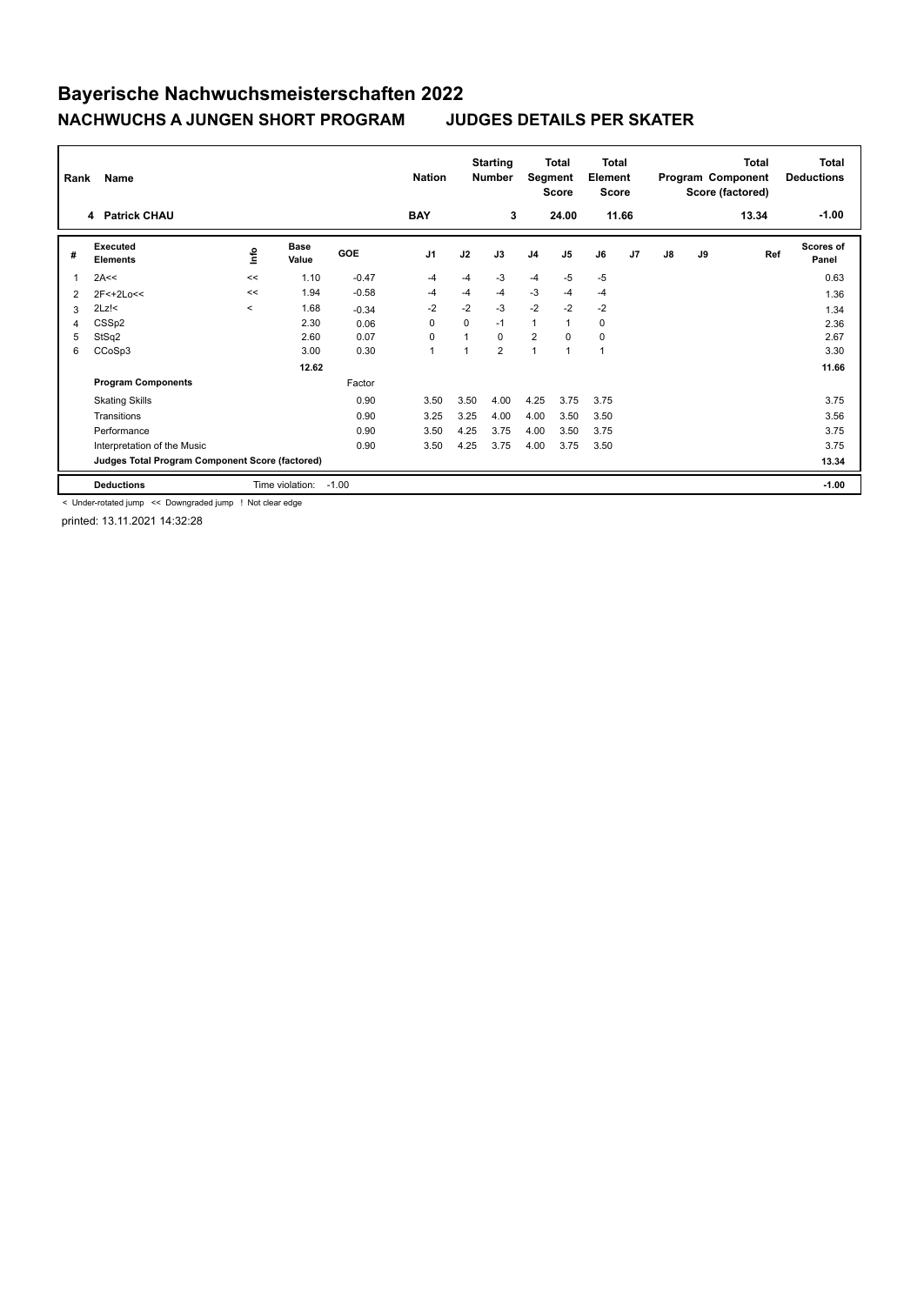# Bayerische Nachwuchsmeisterschaften 2022

## NACHWUCHS A JUNGEN SHORT PROGRAM    JUDGES DETAILS PER SKATER

| Rank | Name | Nation | Starting Number | Total Segment Score | Total Element Score | Total Program Component Score (factored) | Total Deductions |
|---|---|---|---|---|---|---|---|
| 4 | Patrick CHAU | BAY | 3 | 24.00 | 11.66 | 13.34 | -1.00 |

| # | Executed Elements | Info | Base Value | GOE | J1 | J2 | J3 | J4 | J5 | J6 | J7 | J8 | J9 | Ref | Scores of Panel |
|---|---|---|---|---|---|---|---|---|---|---|---|---|---|---|---|
| 1 | 2A<< | << | 1.10 | -0.47 | -4 | -4 | -3 | -4 | -5 | -5 | | | | | 0.63 |
| 2 | 2F<+2Lo<< | << | 1.94 | -0.58 | -4 | -4 | -4 | -3 | -4 | -4 | | | | | 1.36 |
| 3 | 2Lz!< | < | 1.68 | -0.34 | -2 | -2 | -3 | -2 | -2 | -2 | | | | | 1.34 |
| 4 | CSSp2 | | 2.30 | 0.06 | 0 | 0 | -1 | 1 | 1 | 0 | | | | | 2.36 |
| 5 | StSq2 | | 2.60 | 0.07 | 0 | 1 | 0 | 2 | 0 | 0 | | | | | 2.67 |
| 6 | CCoSp3 | | 3.00 | 0.30 | 1 | 1 | 2 | 1 | 1 | 1 | | | | | 3.30 |
| | | | 12.62 | | | | | | | | | | | | 11.66 |
| | **Program Components** | | | Factor | | | | | | | | | | | |
| | Skating Skills | | | 0.90 | 3.50 | 3.50 | 4.00 | 4.25 | 3.75 | 3.75 | | | | | 3.75 |
| | Transitions | | | 0.90 | 3.25 | 3.25 | 4.00 | 4.00 | 3.50 | 3.50 | | | | | 3.56 |
| | Performance | | | 0.90 | 3.50 | 4.25 | 3.75 | 4.00 | 3.50 | 3.75 | | | | | 3.75 |
| | Interpretation of the Music | | | 0.90 | 3.50 | 4.25 | 3.75 | 4.00 | 3.75 | 3.50 | | | | | 3.75 |
| | **Judges Total Program Component Score (factored)** | | | | | | | | | | | | | | 13.34 |
| | **Deductions** | | Time violation: | -1.00 | | | | | | | | | | | -1.00 |

< Under-rotated jump << Downgraded jump ! Not clear edge

printed: 13.11.2021 14:32:28